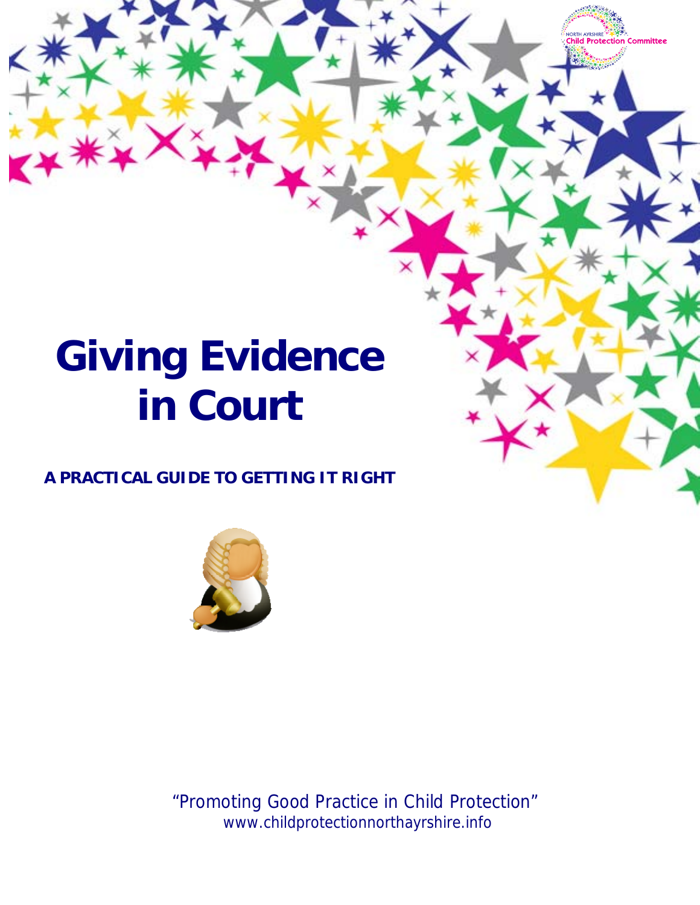NORTH AYRSHIRE Child Protection Committee

# Giving Evidence in Court

**A PRACTICAL GUIDE TO GETTING IT RIGHT**

"Promoting Good Practice in Child Protection"
www.childprotectionnorthayrshire.info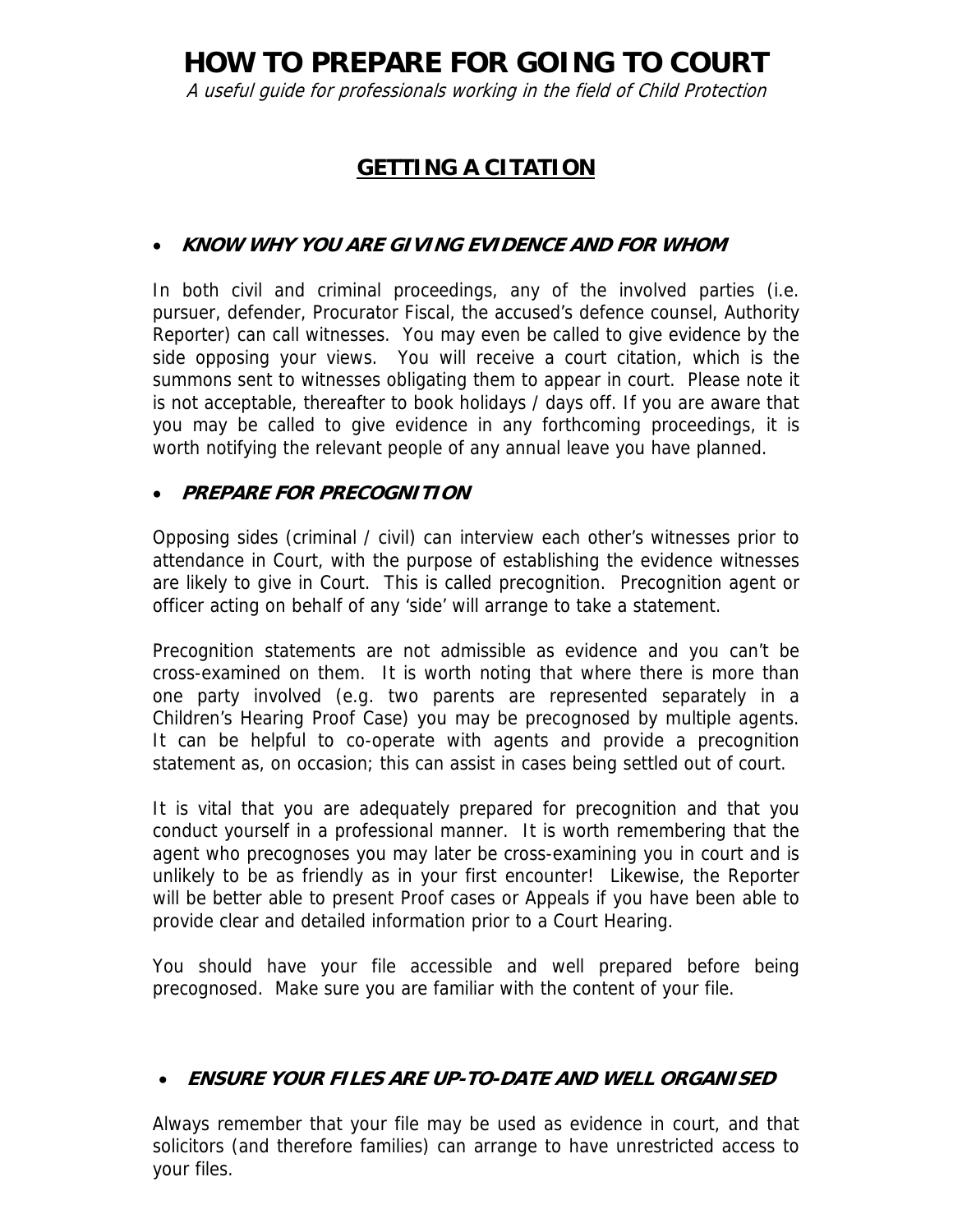# HOW TO PREPARE FOR GOING TO COURT

*A useful guide for professionals working in the field of Child Protection*

## GETTING A CITATION

- ***KNOW WHY YOU ARE GIVING EVIDENCE AND FOR WHOM***

In both civil and criminal proceedings, any of the involved parties (i.e. pursuer, defender, Procurator Fiscal, the accused's defence counsel, Authority Reporter) can call witnesses. You may even be called to give evidence by the side opposing your views. You will receive a court citation, which is the summons sent to witnesses obligating them to appear in court. Please note it is not acceptable, thereafter to book holidays / days off. If you are aware that you may be called to give evidence in any forthcoming proceedings, it is worth notifying the relevant people of any annual leave you have planned.

- ***PREPARE FOR PRECOGNITION***

Opposing sides (criminal / civil) can interview each other's witnesses prior to attendance in Court, with the purpose of establishing the evidence witnesses are likely to give in Court. This is called precognition. Precognition agent or officer acting on behalf of any 'side' will arrange to take a statement.

Precognition statements are not admissible as evidence and you can't be cross-examined on them. It is worth noting that where there is more than one party involved (e.g. two parents are represented separately in a Children's Hearing Proof Case) you may be precognosed by multiple agents. It can be helpful to co-operate with agents and provide a precognition statement as, on occasion; this can assist in cases being settled out of court.

It is vital that you are adequately prepared for precognition and that you conduct yourself in a professional manner. It is worth remembering that the agent who precognoses you may later be cross-examining you in court and is unlikely to be as friendly as in your first encounter! Likewise, the Reporter will be better able to present Proof cases or Appeals if you have been able to provide clear and detailed information prior to a Court Hearing.

You should have your file accessible and well prepared before being precognosed. Make sure you are familiar with the content of your file.

- ***ENSURE YOUR FILES ARE UP-TO-DATE AND WELL ORGANISED***

Always remember that your file may be used as evidence in court, and that solicitors (and therefore families) can arrange to have unrestricted access to your files.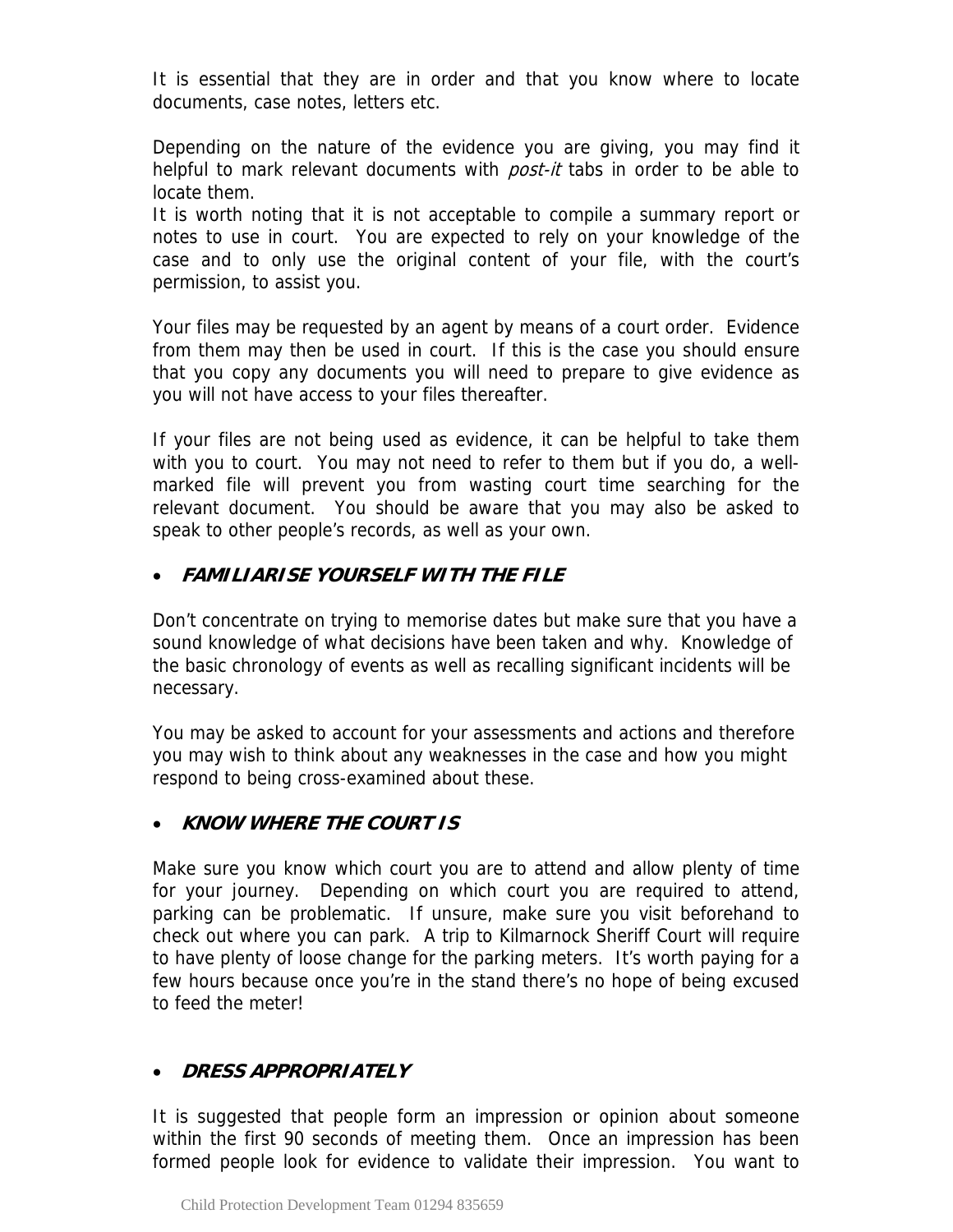It is essential that they are in order and that you know where to locate documents, case notes, letters etc.

Depending on the nature of the evidence you are giving, you may find it helpful to mark relevant documents with *post-it* tabs in order to be able to locate them.
It is worth noting that it is not acceptable to compile a summary report or notes to use in court. You are expected to rely on your knowledge of the case and to only use the original content of your file, with the court's permission, to assist you.

Your files may be requested by an agent by means of a court order. Evidence from them may then be used in court. If this is the case you should ensure that you copy any documents you will need to prepare to give evidence as you will not have access to your files thereafter.

If your files are not being used as evidence, it can be helpful to take them with you to court. You may not need to refer to them but if you do, a well-marked file will prevent you from wasting court time searching for the relevant document. You should be aware that you may also be asked to speak to other people's records, as well as your own.

- ***FAMILIARISE YOURSELF WITH THE FILE***

Don't concentrate on trying to memorise dates but make sure that you have a sound knowledge of what decisions have been taken and why. Knowledge of the basic chronology of events as well as recalling significant incidents will be necessary.

You may be asked to account for your assessments and actions and therefore you may wish to think about any weaknesses in the case and how you might respond to being cross-examined about these.

- ***KNOW WHERE THE COURT IS***

Make sure you know which court you are to attend and allow plenty of time for your journey. Depending on which court you are required to attend, parking can be problematic. If unsure, make sure you visit beforehand to check out where you can park. A trip to Kilmarnock Sheriff Court will require to have plenty of loose change for the parking meters. It's worth paying for a few hours because once you're in the stand there's no hope of being excused to feed the meter!

- ***DRESS APPROPRIATELY***

It is suggested that people form an impression or opinion about someone within the first 90 seconds of meeting them. Once an impression has been formed people look for evidence to validate their impression. You want to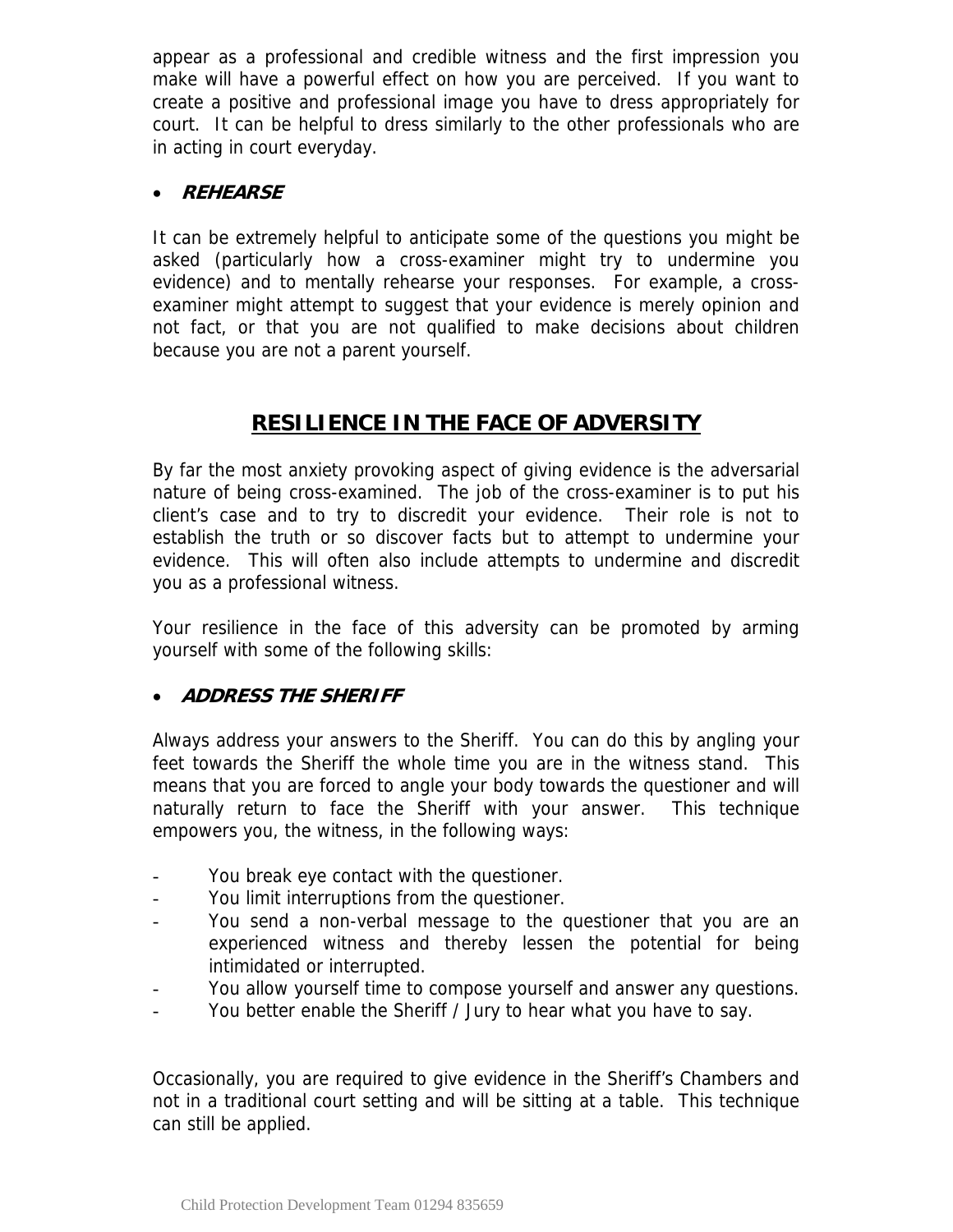appear as a professional and credible witness and the first impression you make will have a powerful effect on how you are perceived. If you want to create a positive and professional image you have to dress appropriately for court. It can be helpful to dress similarly to the other professionals who are in acting in court everyday.

- ***REHEARSE***

It can be extremely helpful to anticipate some of the questions you might be asked (particularly how a cross-examiner might try to undermine you evidence) and to mentally rehearse your responses. For example, a cross-examiner might attempt to suggest that your evidence is merely opinion and not fact, or that you are not qualified to make decisions about children because you are not a parent yourself.

## RESILIENCE IN THE FACE OF ADVERSITY

By far the most anxiety provoking aspect of giving evidence is the adversarial nature of being cross-examined. The job of the cross-examiner is to put his client's case and to try to discredit your evidence. Their role is not to establish the truth or so discover facts but to attempt to undermine your evidence. This will often also include attempts to undermine and discredit you as a professional witness.

Your resilience in the face of this adversity can be promoted by arming yourself with some of the following skills:

- ***ADDRESS THE SHERIFF***

Always address your answers to the Sheriff. You can do this by angling your feet towards the Sheriff the whole time you are in the witness stand. This means that you are forced to angle your body towards the questioner and will naturally return to face the Sheriff with your answer. This technique empowers you, the witness, in the following ways:

- You break eye contact with the questioner.
- You limit interruptions from the questioner.
- You send a non-verbal message to the questioner that you are an experienced witness and thereby lessen the potential for being intimidated or interrupted.
- You allow yourself time to compose yourself and answer any questions.
- You better enable the Sheriff / Jury to hear what you have to say.

Occasionally, you are required to give evidence in the Sheriff's Chambers and not in a traditional court setting and will be sitting at a table. This technique can still be applied.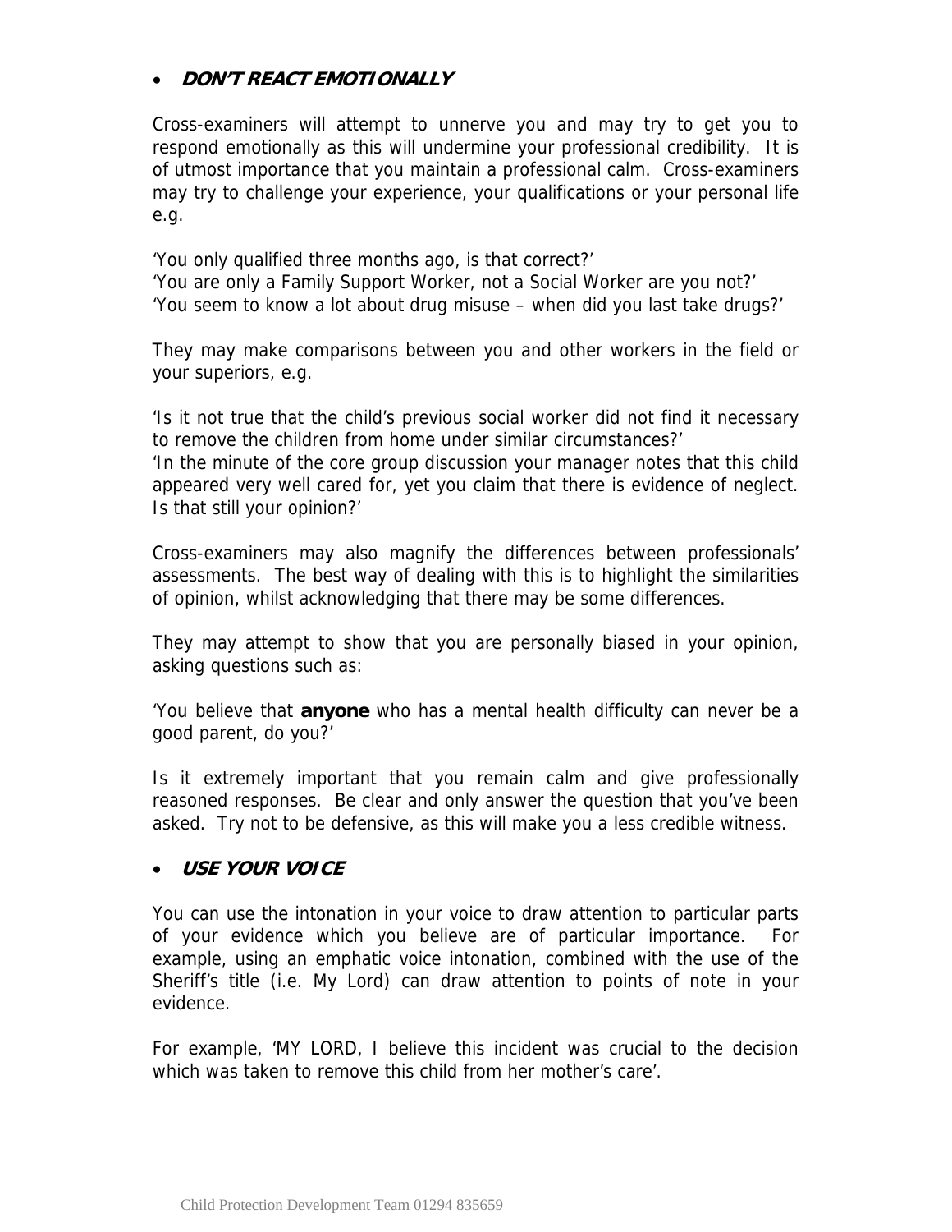- ***DON'T REACT EMOTIONALLY***

Cross-examiners will attempt to unnerve you and may try to get you to respond emotionally as this will undermine your professional credibility. It is of utmost importance that you maintain a professional calm. Cross-examiners may try to challenge your experience, your qualifications or your personal life e.g.

'You only qualified three months ago, is that correct?'
'You are only a Family Support Worker, not a Social Worker are you not?'
'You seem to know a lot about drug misuse – when did you last take drugs?'

They may make comparisons between you and other workers in the field or your superiors, e.g.

'Is it not true that the child's previous social worker did not find it necessary to remove the children from home under similar circumstances?'
'In the minute of the core group discussion your manager notes that this child appeared very well cared for, yet you claim that there is evidence of neglect. Is that still your opinion?'

Cross-examiners may also magnify the differences between professionals' assessments. The best way of dealing with this is to highlight the similarities of opinion, whilst acknowledging that there may be some differences.

They may attempt to show that you are personally biased in your opinion, asking questions such as:

'You believe that **anyone** who has a mental health difficulty can never be a good parent, do you?'

Is it extremely important that you remain calm and give professionally reasoned responses. Be clear and only answer the question that you've been asked. Try not to be defensive, as this will make you a less credible witness.

- ***USE YOUR VOICE***

You can use the intonation in your voice to draw attention to particular parts of your evidence which you believe are of particular importance. For example, using an emphatic voice intonation, combined with the use of the Sheriff's title (i.e. My Lord) can draw attention to points of note in your evidence.

For example, 'MY LORD, I believe this incident was crucial to the decision which was taken to remove this child from her mother's care'.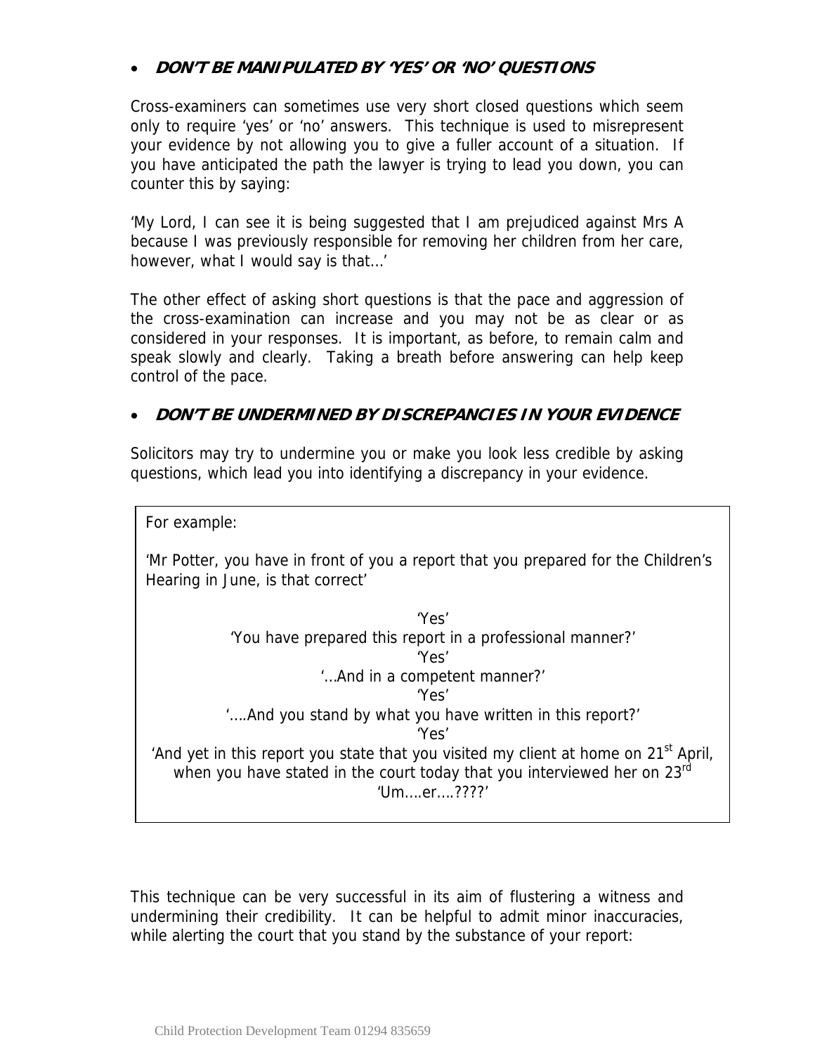- ***DON'T BE MANIPULATED BY 'YES' OR 'NO' QUESTIONS***

Cross-examiners can sometimes use very short closed questions which seem only to require 'yes' or 'no' answers. This technique is used to misrepresent your evidence by not allowing you to give a fuller account of a situation. If you have anticipated the path the lawyer is trying to lead you down, you can counter this by saying:

'My Lord, I can see it is being suggested that I am prejudiced against Mrs A because I was previously responsible for removing her children from her care, however, what I would say is that…'

The other effect of asking short questions is that the pace and aggression of the cross-examination can increase and you may not be as clear or as considered in your responses. It is important, as before, to remain calm and speak slowly and clearly. Taking a breath before answering can help keep control of the pace.

- ***DON'T BE UNDERMINED BY DISCREPANCIES IN YOUR EVIDENCE***

Solicitors may try to undermine you or make you look less credible by asking questions, which lead you into identifying a discrepancy in your evidence.

> For example:
>
> 'Mr Potter, you have in front of you a report that you prepared for the Children's Hearing in June, is that correct'
>
> 'Yes'
>
> 'You have prepared this report in a professional manner?'
>
> 'Yes'
>
> '…And in a competent manner?'
>
> 'Yes'
>
> '….And you stand by what you have written in this report?'
>
> 'Yes'
>
> 'And yet in this report you state that you visited my client at home on 21st April, when you have stated in the court today that you interviewed her on 23rd
>
> 'Um….er….????'

This technique can be very successful in its aim of flustering a witness and undermining their credibility. It can be helpful to admit minor inaccuracies, while alerting the court that you stand by the substance of your report: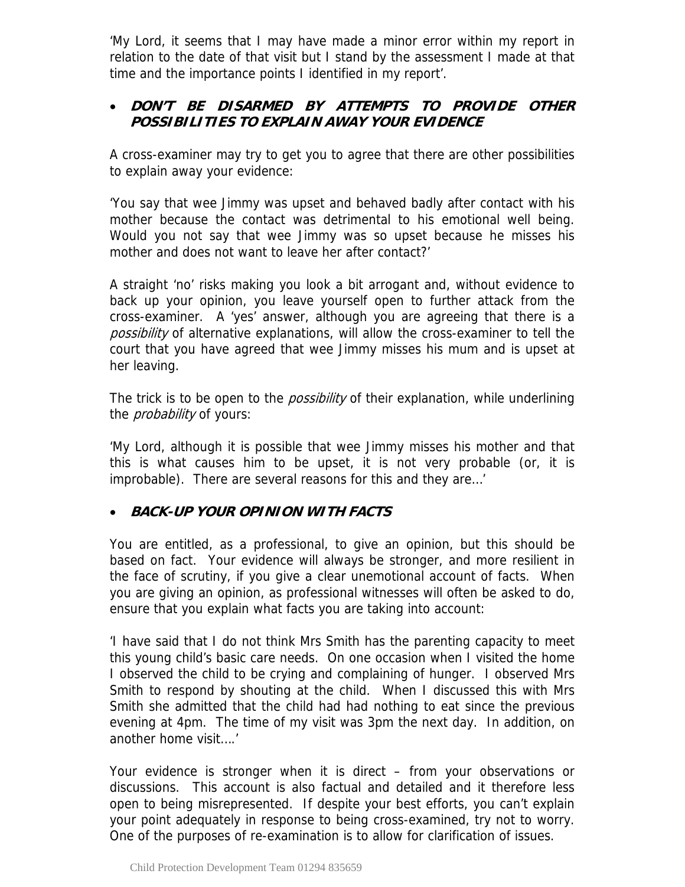'My Lord, it seems that I may have made a minor error within my report in relation to the date of that visit but I stand by the assessment I made at that time and the importance points I identified in my report'.

- ***DON'T BE DISARMED BY ATTEMPTS TO PROVIDE OTHER POSSIBILITIES TO EXPLAIN AWAY YOUR EVIDENCE***

A cross-examiner may try to get you to agree that there are other possibilities to explain away your evidence:

'You say that wee Jimmy was upset and behaved badly after contact with his mother because the contact was detrimental to his emotional well being. Would you not say that wee Jimmy was so upset because he misses his mother and does not want to leave her after contact?'

A straight 'no' risks making you look a bit arrogant and, without evidence to back up your opinion, you leave yourself open to further attack from the cross-examiner. A 'yes' answer, although you are agreeing that there is a *possibility* of alternative explanations, will allow the cross-examiner to tell the court that you have agreed that wee Jimmy misses his mum and is upset at her leaving.

The trick is to be open to the *possibility* of their explanation, while underlining the *probability* of yours:

'My Lord, although it is possible that wee Jimmy misses his mother and that this is what causes him to be upset, it is not very probable (or, it is improbable). There are several reasons for this and they are…'

- ***BACK-UP YOUR OPINION WITH FACTS***

You are entitled, as a professional, to give an opinion, but this should be based on fact. Your evidence will always be stronger, and more resilient in the face of scrutiny, if you give a clear unemotional account of facts. When you are giving an opinion, as professional witnesses will often be asked to do, ensure that you explain what facts you are taking into account:

'I have said that I do not think Mrs Smith has the parenting capacity to meet this young child's basic care needs. On one occasion when I visited the home I observed the child to be crying and complaining of hunger. I observed Mrs Smith to respond by shouting at the child. When I discussed this with Mrs Smith she admitted that the child had had nothing to eat since the previous evening at 4pm. The time of my visit was 3pm the next day. In addition, on another home visit….'

Your evidence is stronger when it is direct – from your observations or discussions. This account is also factual and detailed and it therefore less open to being misrepresented. If despite your best efforts, you can't explain your point adequately in response to being cross-examined, try not to worry. One of the purposes of re-examination is to allow for clarification of issues.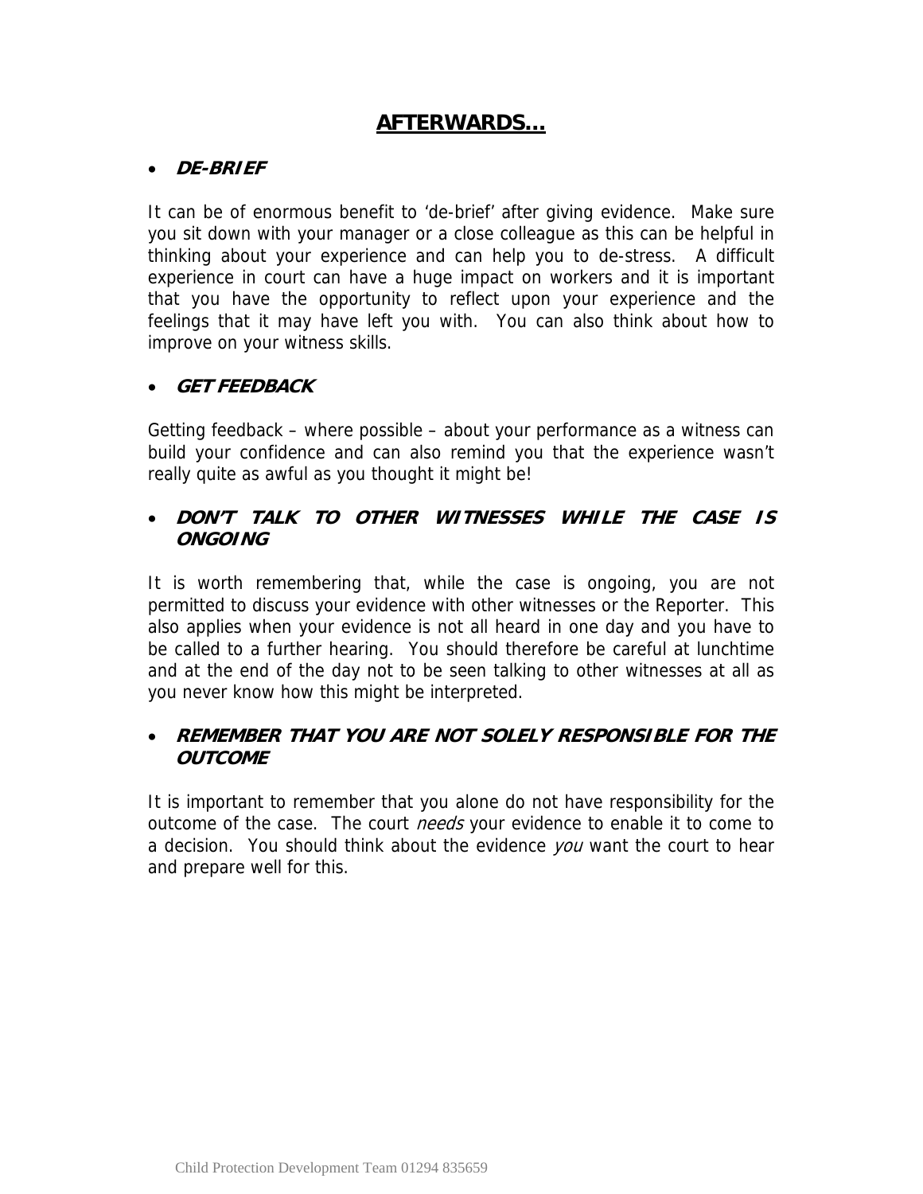## AFTERWARDS…

- ***DE-BRIEF***

It can be of enormous benefit to 'de-brief' after giving evidence. Make sure you sit down with your manager or a close colleague as this can be helpful in thinking about your experience and can help you to de-stress. A difficult experience in court can have a huge impact on workers and it is important that you have the opportunity to reflect upon your experience and the feelings that it may have left you with. You can also think about how to improve on your witness skills.

- ***GET FEEDBACK***

Getting feedback – where possible – about your performance as a witness can build your confidence and can also remind you that the experience wasn't really quite as awful as you thought it might be!

- ***DON'T TALK TO OTHER WITNESSES WHILE THE CASE IS ONGOING***

It is worth remembering that, while the case is ongoing, you are not permitted to discuss your evidence with other witnesses or the Reporter. This also applies when your evidence is not all heard in one day and you have to be called to a further hearing. You should therefore be careful at lunchtime and at the end of the day not to be seen talking to other witnesses at all as you never know how this might be interpreted.

- ***REMEMBER THAT YOU ARE NOT SOLELY RESPONSIBLE FOR THE OUTCOME***

It is important to remember that you alone do not have responsibility for the outcome of the case. The court *needs* your evidence to enable it to come to a decision. You should think about the evidence *you* want the court to hear and prepare well for this.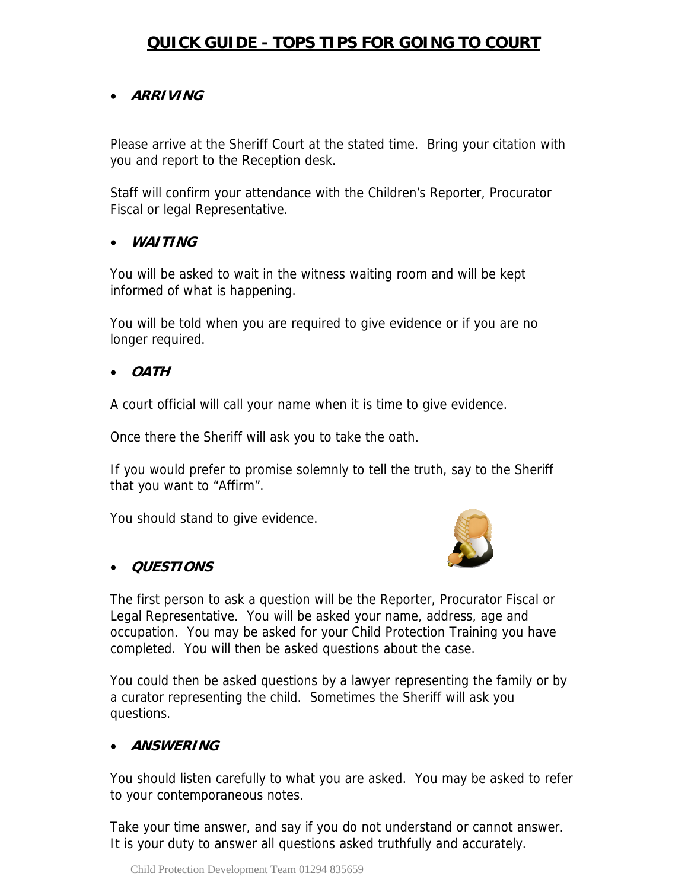# QUICK GUIDE - TOPS TIPS FOR GOING TO COURT

- ***ARRIVING***

Please arrive at the Sheriff Court at the stated time. Bring your citation with you and report to the Reception desk.

Staff will confirm your attendance with the Children's Reporter, Procurator Fiscal or legal Representative.

- ***WAITING***

You will be asked to wait in the witness waiting room and will be kept informed of what is happening.

You will be told when you are required to give evidence or if you are no longer required.

- ***OATH***

A court official will call your name when it is time to give evidence.

Once there the Sheriff will ask you to take the oath.

If you would prefer to promise solemnly to tell the truth, say to the Sheriff that you want to "Affirm".

You should stand to give evidence.

- ***QUESTIONS***

The first person to ask a question will be the Reporter, Procurator Fiscal or Legal Representative. You will be asked your name, address, age and occupation. You may be asked for your Child Protection Training you have completed. You will then be asked questions about the case.

You could then be asked questions by a lawyer representing the family or by a curator representing the child. Sometimes the Sheriff will ask you questions.

- ***ANSWERING***

You should listen carefully to what you are asked. You may be asked to refer to your contemporaneous notes.

Take your time answer, and say if you do not understand or cannot answer. It is your duty to answer all questions asked truthfully and accurately.

Child Protection Development Team 01294 835659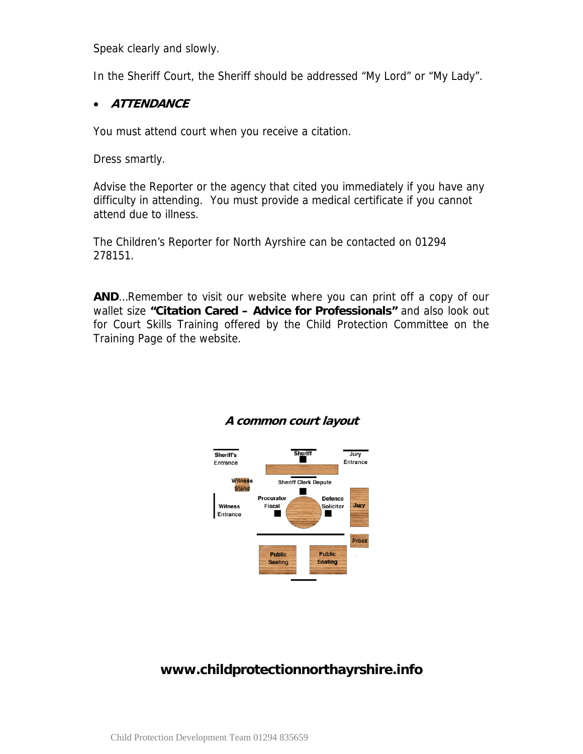Speak clearly and slowly.

In the Sheriff Court, the Sheriff should be addressed "My Lord" or "My Lady".

- ***ATTENDANCE***

You must attend court when you receive a citation.

Dress smartly.

Advise the Reporter or the agency that cited you immediately if you have any difficulty in attending. You must provide a medical certificate if you cannot attend due to illness.

The Children's Reporter for North Ayrshire can be contacted on 01294 278151.

**AND**…Remember to visit our website where you can print off a copy of our wallet size **"Citation Cared – Advice for Professionals"** and also look out for Court Skills Training offered by the Child Protection Committee on the Training Page of the website.

***A common court layout***

Sheriff's Entrance

Sheriff

Jury Entrance

Witness Stand

Sheriff Clerk Depute

Witness Entrance

Procurator Fiscal

Defence Solicitor

Jury

Press

Public Seating

Public Seating

**www.childprotectionnorthayrshire.info**

Child Protection Development Team 01294 835659